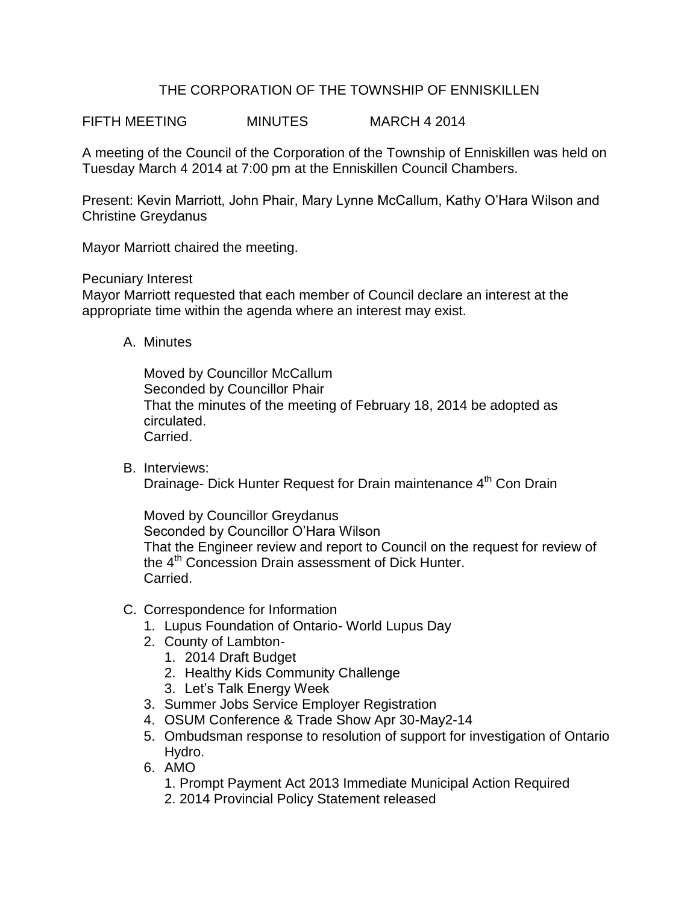# THE CORPORATION OF THE TOWNSHIP OF ENNISKILLEN

FIFTH MEETING MINUTES MARCH 4 2014

A meeting of the Council of the Corporation of the Township of Enniskillen was held on Tuesday March 4 2014 at 7:00 pm at the Enniskillen Council Chambers.

Present: Kevin Marriott, John Phair, Mary Lynne McCallum, Kathy O'Hara Wilson and Christine Greydanus

Mayor Marriott chaired the meeting.

Pecuniary Interest
Mayor Marriott requested that each member of Council declare an interest at the appropriate time within the agenda where an interest may exist.

A. Minutes

   Moved by Councillor McCallum
   Seconded by Councillor Phair
   That the minutes of the meeting of February 18, 2014 be adopted as circulated.
   Carried.

B. Interviews:
   Drainage- Dick Hunter Request for Drain maintenance 4th Con Drain

   Moved by Councillor Greydanus
   Seconded by Councillor O'Hara Wilson
   That the Engineer review and report to Council on the request for review of the 4th Concession Drain assessment of Dick Hunter.
   Carried.

C. Correspondence for Information
   1. Lupus Foundation of Ontario- World Lupus Day
   2. County of Lambton-
      1. 2014 Draft Budget
      2. Healthy Kids Community Challenge
      3. Let's Talk Energy Week
   3. Summer Jobs Service Employer Registration
   4. OSUM Conference & Trade Show Apr 30-May2-14
   5. Ombudsman response to resolution of support for investigation of Ontario Hydro.
   6. AMO
      1. Prompt Payment Act 2013 Immediate Municipal Action Required
      2. 2014 Provincial Policy Statement released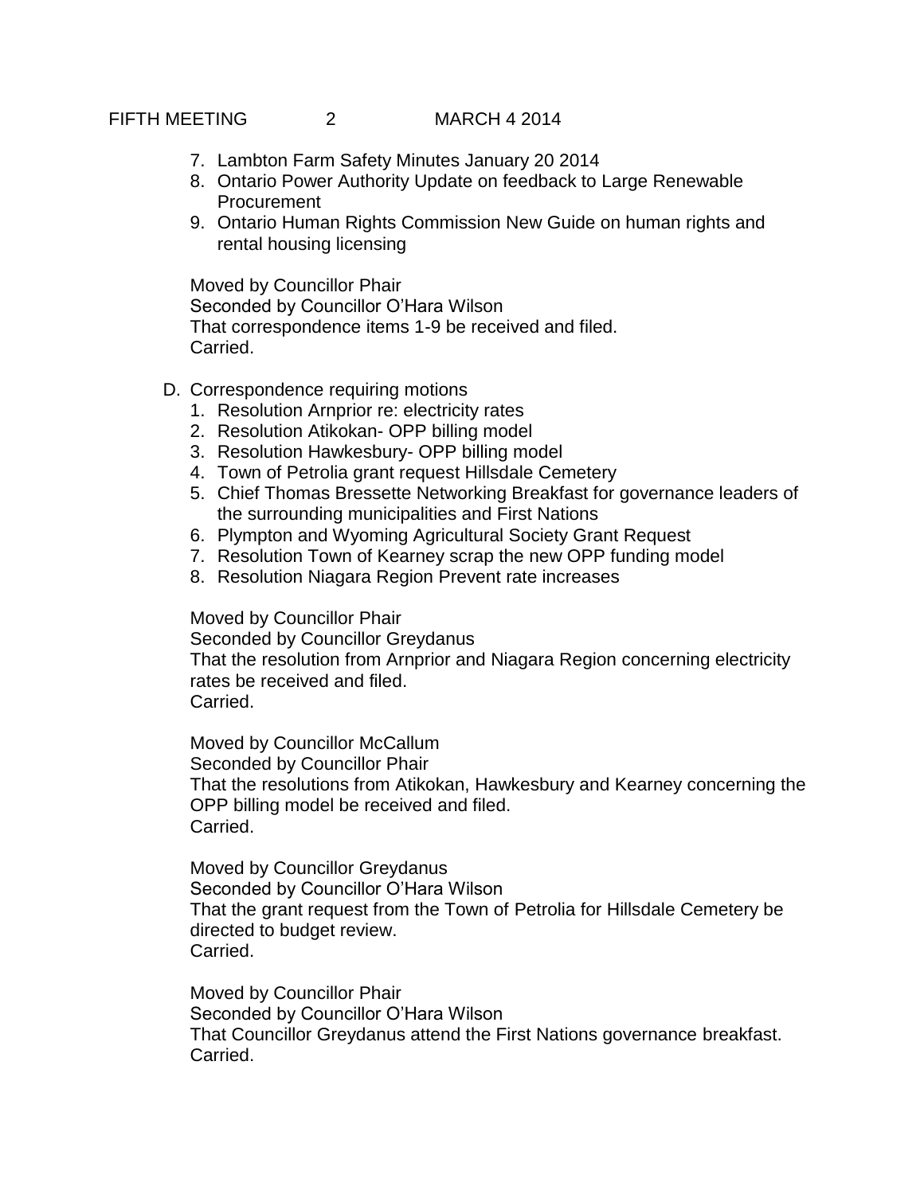7. Lambton Farm Safety Minutes January 20 2014
8. Ontario Power Authority Update on feedback to Large Renewable Procurement
9. Ontario Human Rights Commission New Guide on human rights and rental housing licensing

Moved by Councillor Phair
Seconded by Councillor O'Hara Wilson
That correspondence items 1-9 be received and filed.
Carried.

D. Correspondence requiring motions
   1. Resolution Arnprior re: electricity rates
   2. Resolution Atikokan- OPP billing model
   3. Resolution Hawkesbury- OPP billing model
   4. Town of Petrolia grant request Hillsdale Cemetery
   5. Chief Thomas Bressette Networking Breakfast for governance leaders of the surrounding municipalities and First Nations
   6. Plympton and Wyoming Agricultural Society Grant Request
   7. Resolution Town of Kearney scrap the new OPP funding model
   8. Resolution Niagara Region Prevent rate increases

Moved by Councillor Phair
Seconded by Councillor Greydanus
That the resolution from Arnprior and Niagara Region concerning electricity rates be received and filed.
Carried.

Moved by Councillor McCallum
Seconded by Councillor Phair
That the resolutions from Atikokan, Hawkesbury and Kearney concerning the OPP billing model be received and filed.
Carried.

Moved by Councillor Greydanus
Seconded by Councillor O'Hara Wilson
That the grant request from the Town of Petrolia for Hillsdale Cemetery be directed to budget review.
Carried.

Moved by Councillor Phair
Seconded by Councillor O'Hara Wilson
That Councillor Greydanus attend the First Nations governance breakfast.
Carried.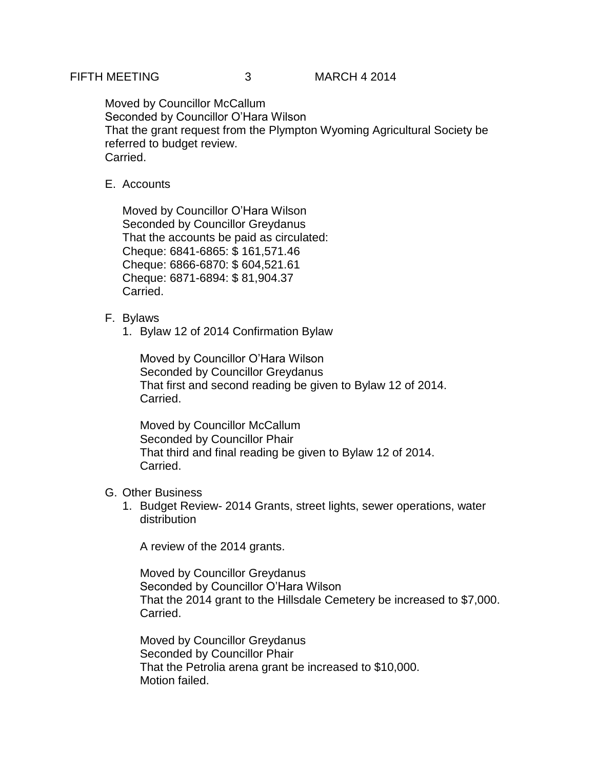Moved by Councillor McCallum
Seconded by Councillor O'Hara Wilson
That the grant request from the Plympton Wyoming Agricultural Society be referred to budget review.
Carried.

E. Accounts

Moved by Councillor O'Hara Wilson
Seconded by Councillor Greydanus
That the accounts be paid as circulated:
Cheque: 6841-6865: $ 161,571.46
Cheque: 6866-6870: $ 604,521.61
Cheque: 6871-6894: $ 81,904.37
Carried.

F. Bylaws

1. Bylaw 12 of 2014 Confirmation Bylaw

Moved by Councillor O'Hara Wilson
Seconded by Councillor Greydanus
That first and second reading be given to Bylaw 12 of 2014.
Carried.

Moved by Councillor McCallum
Seconded by Councillor Phair
That third and final reading be given to Bylaw 12 of 2014.
Carried.

G. Other Business

1. Budget Review- 2014 Grants, street lights, sewer operations, water distribution

A review of the 2014 grants.

Moved by Councillor Greydanus
Seconded by Councillor O'Hara Wilson
That the 2014 grant to the Hillsdale Cemetery be increased to $7,000.
Carried.

Moved by Councillor Greydanus
Seconded by Councillor Phair
That the Petrolia arena grant be increased to $10,000.
Motion failed.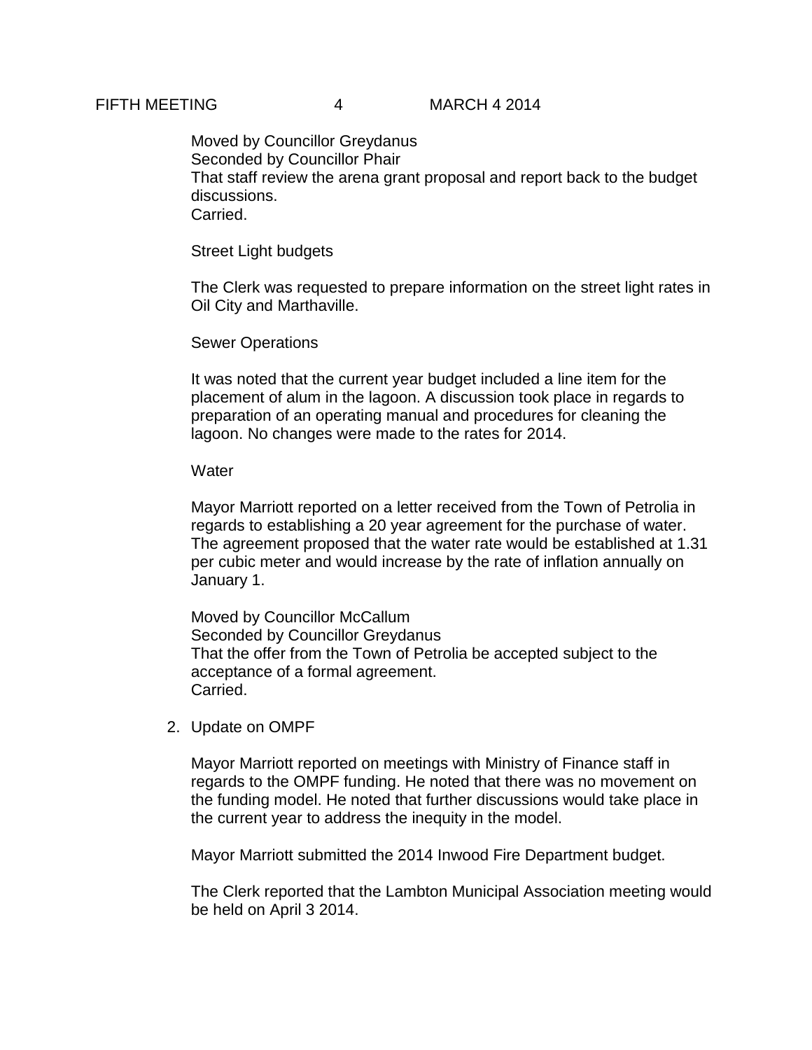Moved by Councillor Greydanus
Seconded by Councillor Phair
That staff review the arena grant proposal and report back to the budget discussions.
Carried.

Street Light budgets

The Clerk was requested to prepare information on the street light rates in Oil City and Marthaville.

Sewer Operations

It was noted that the current year budget included a line item for the placement of alum in the lagoon. A discussion took place in regards to preparation of an operating manual and procedures for cleaning the lagoon. No changes were made to the rates for 2014.

Water

Mayor Marriott reported on a letter received from the Town of Petrolia in regards to establishing a 20 year agreement for the purchase of water. The agreement proposed that the water rate would be established at 1.31 per cubic meter and would increase by the rate of inflation annually on January 1.

Moved by Councillor McCallum
Seconded by Councillor Greydanus
That the offer from the Town of Petrolia be accepted subject to the acceptance of a formal agreement.
Carried.

2. Update on OMPF

Mayor Marriott reported on meetings with Ministry of Finance staff in regards to the OMPF funding. He noted that there was no movement on the funding model. He noted that further discussions would take place in the current year to address the inequity in the model.

Mayor Marriott submitted the 2014 Inwood Fire Department budget.

The Clerk reported that the Lambton Municipal Association meeting would be held on April 3 2014.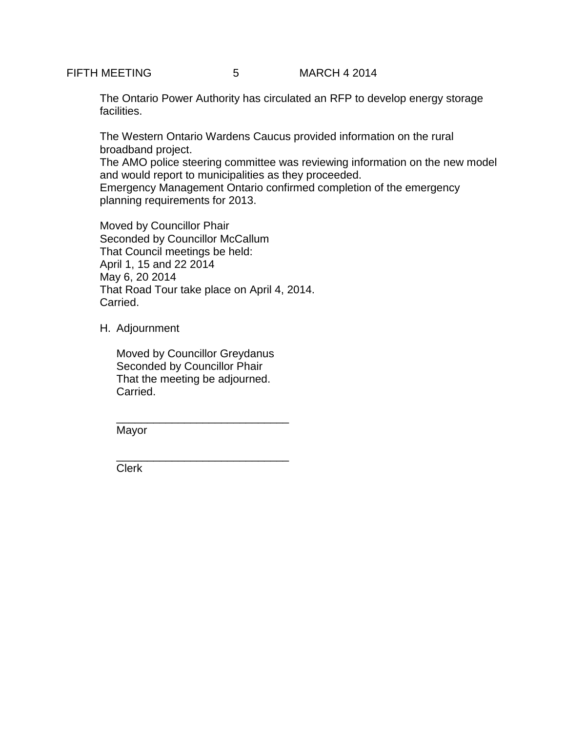The Ontario Power Authority has circulated an RFP to develop energy storage facilities.

The Western Ontario Wardens Caucus provided information on the rural broadband project.
The AMO police steering committee was reviewing information on the new model and would report to municipalities as they proceeded.
Emergency Management Ontario confirmed completion of the emergency planning requirements for 2013.

Moved by Councillor Phair
Seconded by Councillor McCallum
That Council meetings be held:
April 1, 15 and 22 2014
May 6, 20 2014
That Road Tour take place on April 4, 2014.
Carried.

H. Adjournment

Moved by Councillor Greydanus
Seconded by Councillor Phair
That the meeting be adjourned.
Carried.

____________________________
Mayor

____________________________
Clerk